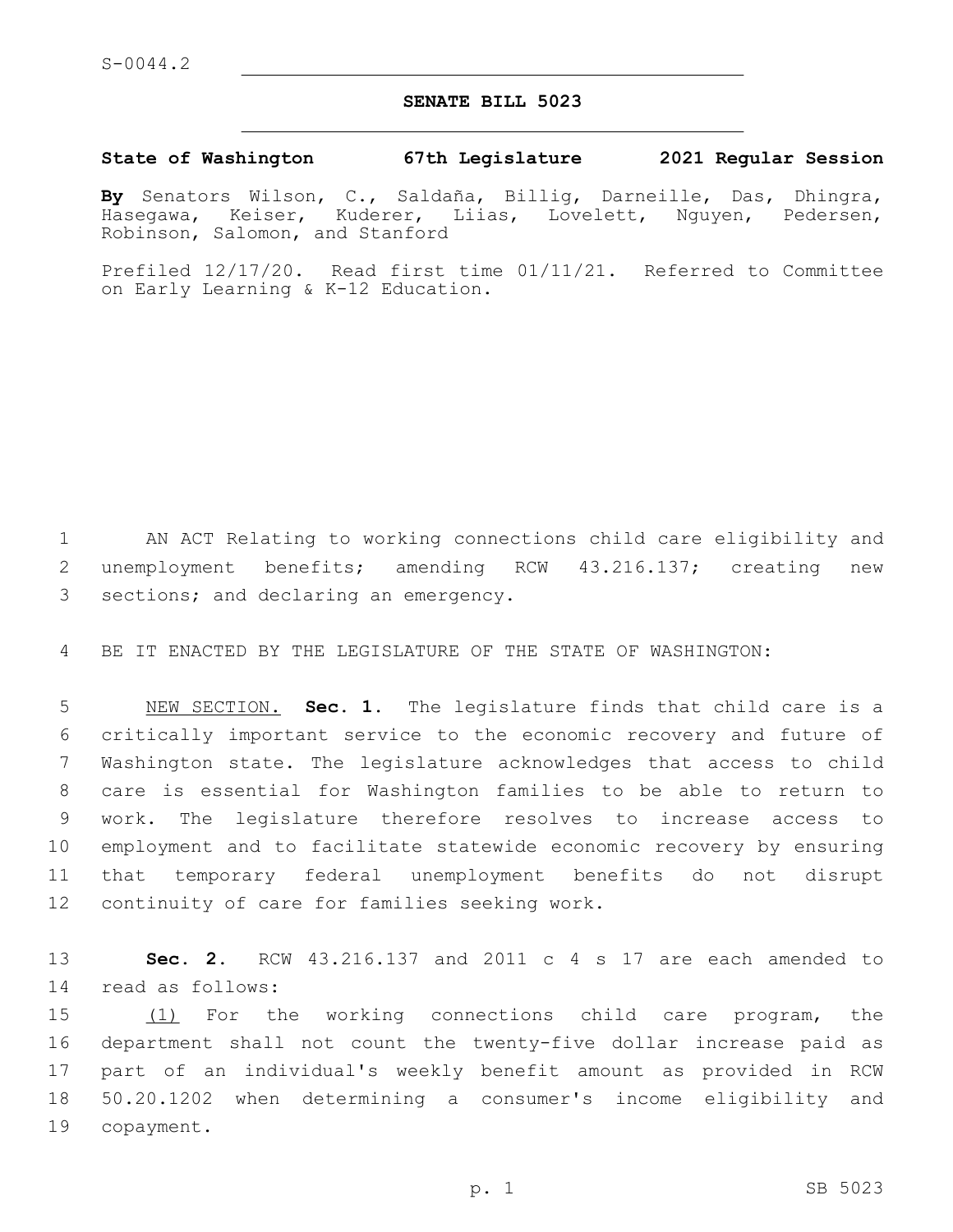S-0044.2

# SENATE BILL 5023

**State of Washington 67th Legislature 2021 Regular Session**

**By** Senators Wilson, C., Saldaña, Billig, Darneille, Das, Dhingra, Hasegawa, Keiser, Kuderer, Liias, Lovelett, Nguyen, Pedersen, Robinson, Salomon, and Stanford

Prefiled 12/17/20. Read first time 01/11/21. Referred to Committee on Early Learning & K-12 Education.

1 AN ACT Relating to working connections child care eligibility and 2 unemployment benefits; amending RCW 43.216.137; creating new 3 sections; and declaring an emergency.

4 BE IT ENACTED BY THE LEGISLATURE OF THE STATE OF WASHINGTON:

5 NEW SECTION. **Sec. 1.** The legislature finds that child care is a 6 critically important service to the economic recovery and future of 7 Washington state. The legislature acknowledges that access to child 8 care is essential for Washington families to be able to return to 9 work. The legislature therefore resolves to increase access to 10 employment and to facilitate statewide economic recovery by ensuring 11 that temporary federal unemployment benefits do not disrupt 12 continuity of care for families seeking work.

13 **Sec. 2.** RCW 43.216.137 and 2011 c 4 s 17 are each amended to 14 read as follows:

15 (1) For the working connections child care program, the 16 department shall not count the twenty-five dollar increase paid as 17 part of an individual's weekly benefit amount as provided in RCW 18 50.20.1202 when determining a consumer's income eligibility and 19 copayment.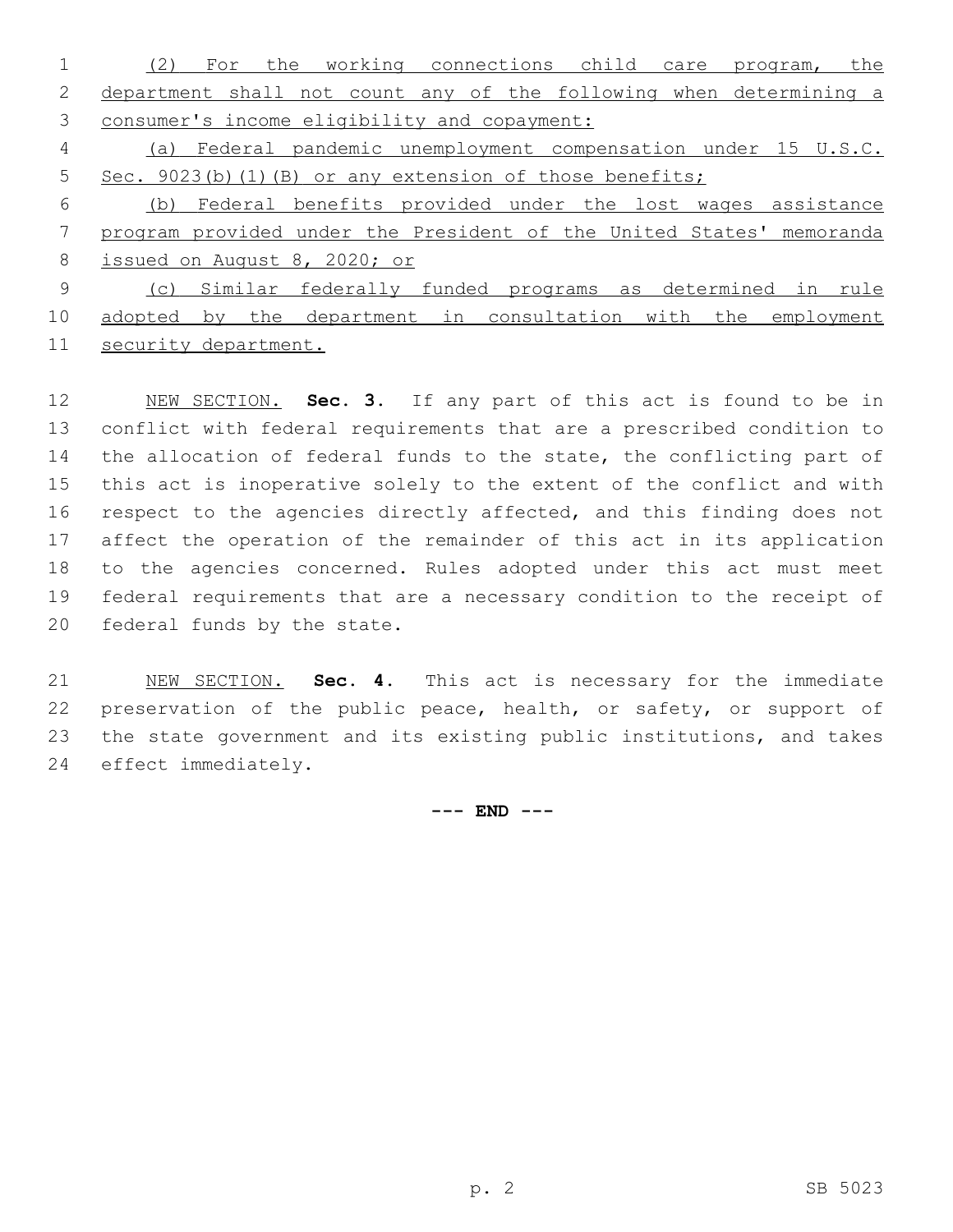(2) For the working connections child care program, the department shall not count any of the following when determining a consumer's income eligibility and copayment:

(a) Federal pandemic unemployment compensation under 15 U.S.C. Sec. 9023(b)(1)(B) or any extension of those benefits;

(b) Federal benefits provided under the lost wages assistance program provided under the President of the United States' memoranda issued on August 8, 2020; or

(c) Similar federally funded programs as determined in rule adopted by the department in consultation with the employment security department.

NEW SECTION. **Sec. 3.** If any part of this act is found to be in conflict with federal requirements that are a prescribed condition to the allocation of federal funds to the state, the conflicting part of this act is inoperative solely to the extent of the conflict and with respect to the agencies directly affected, and this finding does not affect the operation of the remainder of this act in its application to the agencies concerned. Rules adopted under this act must meet federal requirements that are a necessary condition to the receipt of federal funds by the state.

NEW SECTION. **Sec. 4.** This act is necessary for the immediate preservation of the public peace, health, or safety, or support of the state government and its existing public institutions, and takes effect immediately.

**--- END ---**